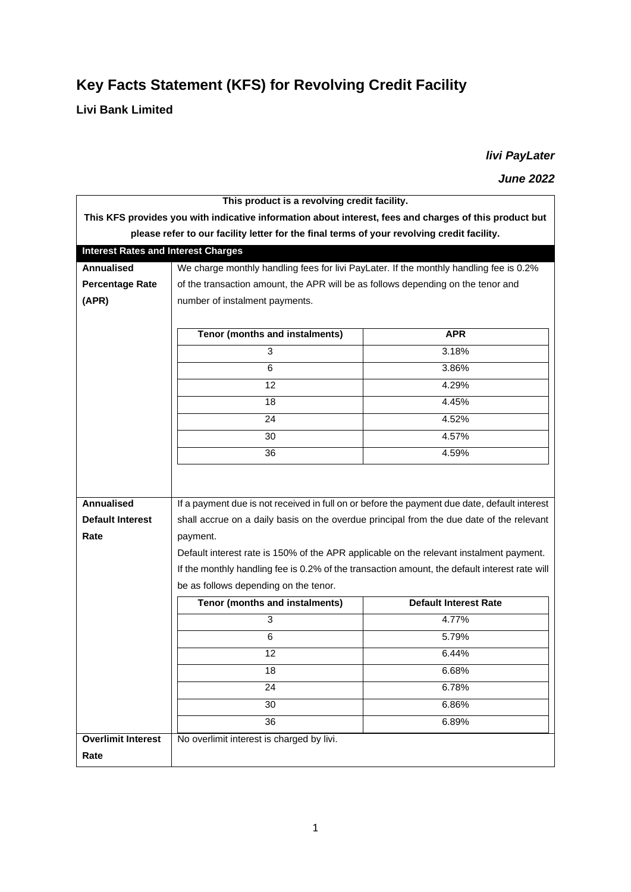# Key Facts Statement (KFS) for Revolving Credit Facility

**Livi Bank Limited**

***livi PayLater***

***June 2022***

**This product is a revolving credit facility.**

**This KFS provides you with indicative information about interest, fees and charges of this product but please refer to our facility letter for the final terms of your revolving credit facility.**

## Interest Rates and Interest Charges

**Annualised Percentage Rate (APR)**

We charge monthly handling fees for livi PayLater. If the monthly handling fee is 0.2% of the transaction amount, the APR will be as follows depending on the tenor and number of instalment payments.

| Tenor (months and instalments) | APR |
|---|---|
| 3 | 3.18% |
| 6 | 3.86% |
| 12 | 4.29% |
| 18 | 4.45% |
| 24 | 4.52% |
| 30 | 4.57% |
| 36 | 4.59% |

**Annualised Default Interest Rate**

If a payment due is not received in full on or before the payment due date, default interest shall accrue on a daily basis on the overdue principal from the due date of the relevant payment.

Default interest rate is 150% of the APR applicable on the relevant instalment payment. If the monthly handling fee is 0.2% of the transaction amount, the default interest rate will be as follows depending on the tenor.

| Tenor (months and instalments) | Default Interest Rate |
|---|---|
| 3 | 4.77% |
| 6 | 5.79% |
| 12 | 6.44% |
| 18 | 6.68% |
| 24 | 6.78% |
| 30 | 6.86% |
| 36 | 6.89% |

**Overlimit Interest Rate**

No overlimit interest is charged by livi.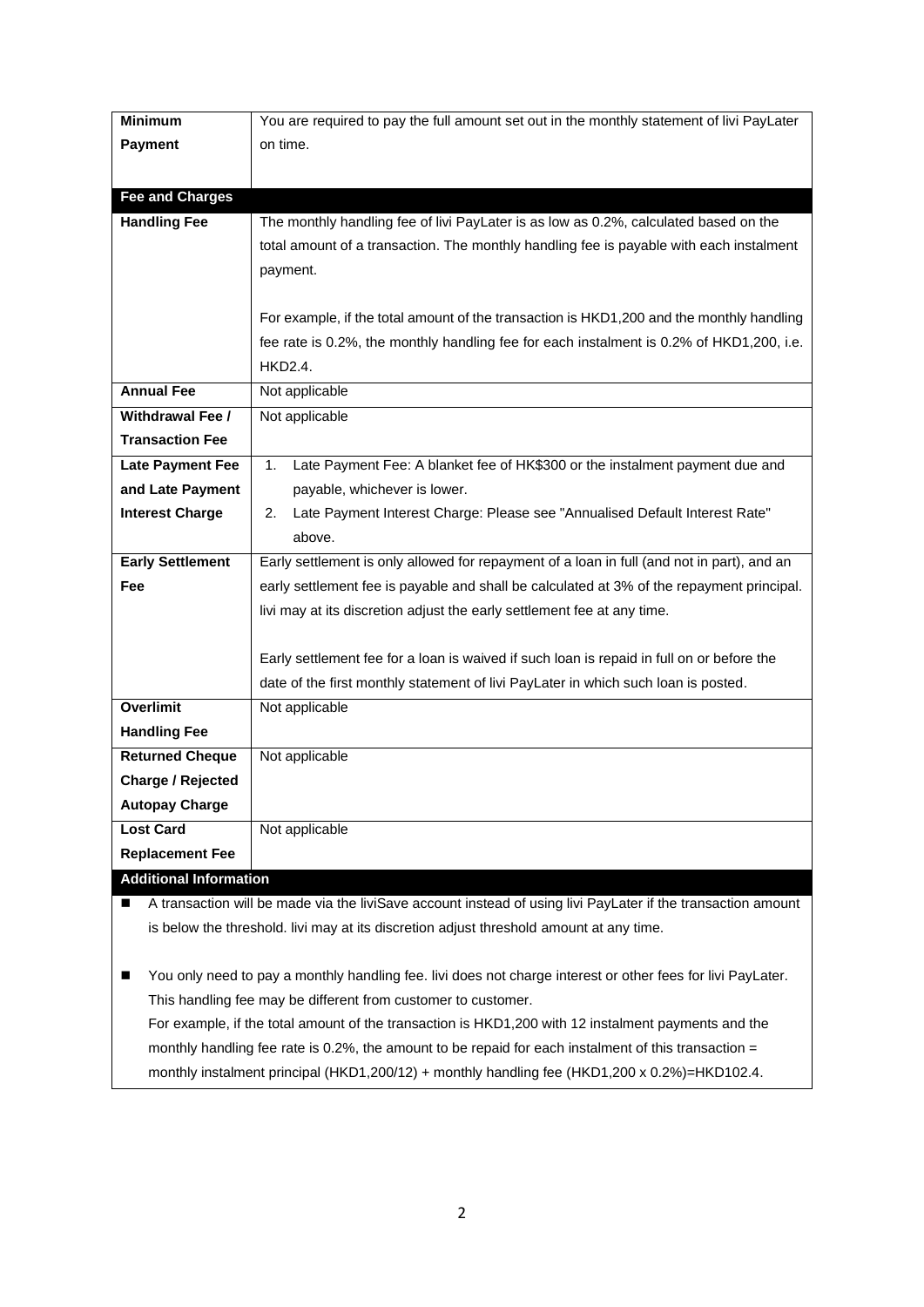| | |
|---|---|
| **Minimum Payment** | You are required to pay the full amount set out in the monthly statement of livi PayLater on time. |
| **Fee and Charges** | |
| **Handling Fee** | The monthly handling fee of livi PayLater is as low as 0.2%, calculated based on the total amount of a transaction. The monthly handling fee is payable with each instalment payment.<br><br>For example, if the total amount of the transaction is HKD1,200 and the monthly handling fee rate is 0.2%, the monthly handling fee for each instalment is 0.2% of HKD1,200, i.e. HKD2.4. |
| **Annual Fee** | Not applicable |
| **Withdrawal Fee / Transaction Fee** | Not applicable |
| **Late Payment Fee and Late Payment Interest Charge** | 1. Late Payment Fee: A blanket fee of HK$300 or the instalment payment due and payable, whichever is lower.<br>2. Late Payment Interest Charge: Please see "Annualised Default Interest Rate" above. |
| **Early Settlement Fee** | Early settlement is only allowed for repayment of a loan in full (and not in part), and an early settlement fee is payable and shall be calculated at 3% of the repayment principal. livi may at its discretion adjust the early settlement fee at any time.<br><br>Early settlement fee for a loan is waived if such loan is repaid in full on or before the date of the first monthly statement of livi PayLater in which such loan is posted. |
| **Overlimit Handling Fee** | Not applicable |
| **Returned Cheque Charge / Rejected Autopay Charge** | Not applicable |
| **Lost Card Replacement Fee** | Not applicable |

**Additional Information**

- A transaction will be made via the liviSave account instead of using livi PayLater if the transaction amount is below the threshold. livi may at its discretion adjust threshold amount at any time.

- You only need to pay a monthly handling fee. livi does not charge interest or other fees for livi PayLater. This handling fee may be different from customer to customer.
  For example, if the total amount of the transaction is HKD1,200 with 12 instalment payments and the monthly handling fee rate is 0.2%, the amount to be repaid for each instalment of this transaction = monthly instalment principal (HKD1,200/12) + monthly handling fee (HKD1,200 x 0.2%)=HKD102.4.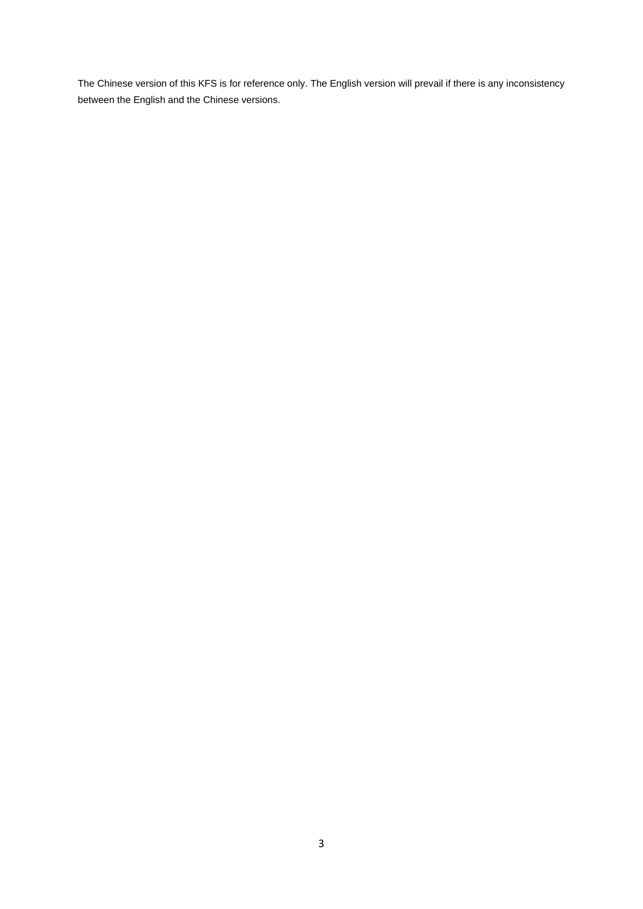The Chinese version of this KFS is for reference only. The English version will prevail if there is any inconsistency between the English and the Chinese versions.